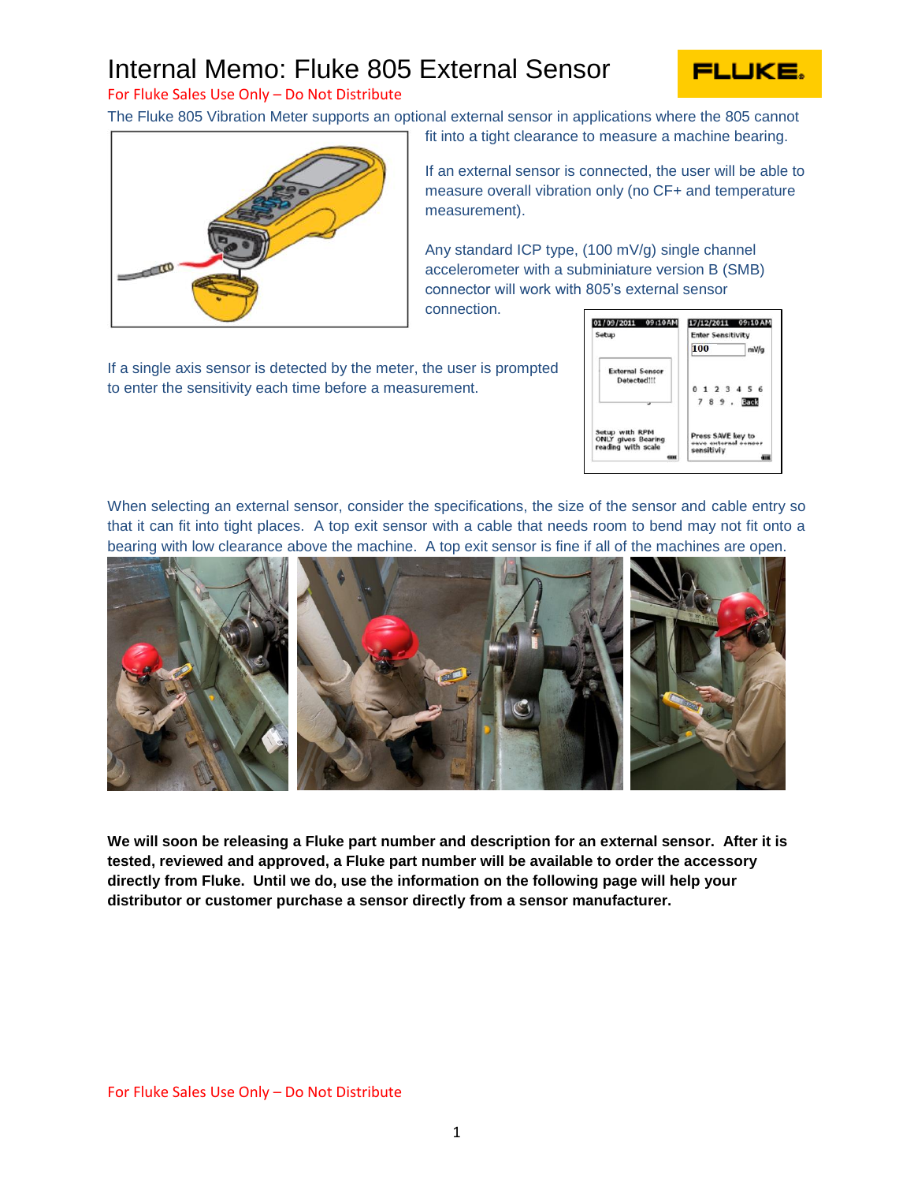# Internal Memo: Fluke 805 External Sensor

For Fluke Sales Use Only – Do Not Distribute

The Fluke 805 Vibration Meter supports an optional external sensor in applications where the 805 cannot fit into a tight clearance to measure a machine bearing.

If an external sensor is connected, the user will be able to measure overall vibration only (no CF+ and temperature measurement).

Any standard ICP type, (100 mV/g) single channel accelerometer with a subminiature version B (SMB) connector will work with 805's external sensor connection.

If a single axis sensor is detected by the meter, the user is prompted to enter the sensitivity each time before a measurement.

When selecting an external sensor, consider the specifications, the size of the sensor and cable entry so that it can fit into tight places. A top exit sensor with a cable that needs room to bend may not fit onto a bearing with low clearance above the machine. A top exit sensor is fine if all of the machines are open.

**We will soon be releasing a Fluke part number and description for an external sensor. After it is tested, reviewed and approved, a Fluke part number will be available to order the accessory directly from Fluke. Until we do, use the information on the following page will help your distributor or customer purchase a sensor directly from a sensor manufacturer.**

For Fluke Sales Use Only – Do Not Distribute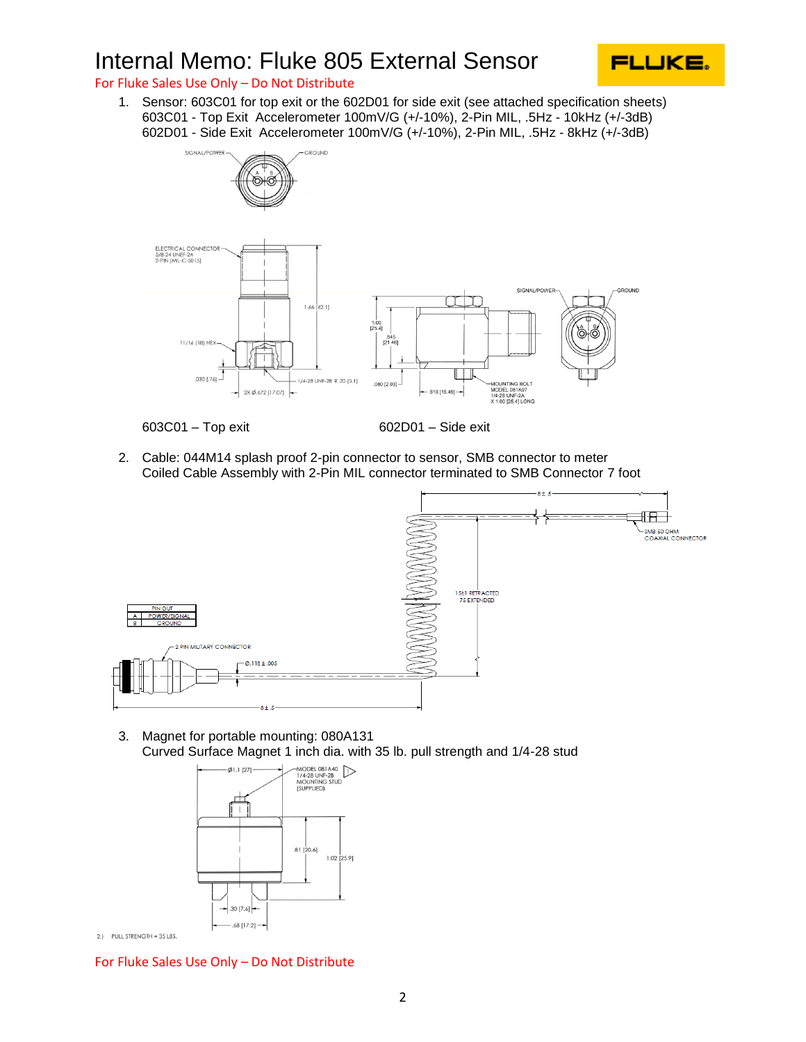# Internal Memo: Fluke 805 External Sensor

For Fluke Sales Use Only – Do Not Distribute

1. Sensor: 603C01 for top exit or the 602D01 for side exit (see attached specification sheets)
   603C01 - Top Exit Accelerometer 100mV/G (+/-10%), 2-Pin MIL, .5Hz - 10kHz (+/-3dB)
   602D01 - Side Exit Accelerometer 100mV/G (+/-10%), 2-Pin MIL, .5Hz - 8kHz (+/-3dB)

SIGNAL/POWER
GROUND
A
B

ELECTRICAL CONNECTOR
5/8-24 UNEF-2A
2-PIN (MIL-C-5015)

1.66 [42.1]
11/16 [18] HEX
.030 [.76]
1/4-28 UNF-2B ∓ .20 [5.1]
2X Ø .672 [17.07]

1.00 [25.4]
.845 [21.46]
.080 [2.03]
.610 [15.49]
MOUNTING BOLT
MODEL 081A97
1/4-28 UNF-2A
X 1.00 [25.4] LONG

603C01 – Top exit

602D01 – Side exit

2. Cable: 044M14 splash proof 2-pin connector to sensor, SMB connector to meter
   Coiled Cable Assembly with 2-Pin MIL connector terminated to SMB Connector 7 foot

8 ± .5
SMB 50 OHM
COAXIAL CONNECTOR
15±1 RETRACTED
75 EXTENDED

| PIN OUT | |
|---|---|
| A | POWER/SIGNAL |
| B | GROUND |

2 PIN MILITARY CONNECTOR
Ø.118 ± .005
8 ± .5

3. Magnet for portable mounting: 080A131
   Curved Surface Magnet 1 inch dia. with 35 lb. pull strength and 1/4-28 stud

Ø1.1 [27]
MODEL 081A40
1/4-28 UNF-2B
MOUNTING STUD
(SUPPLIED)
.81 [20.6]
1.02 [25.9]
.30 [7.6]
.68 [17.2]

2.) PULL STRENGTH = 35 LBS.

For Fluke Sales Use Only – Do Not Distribute